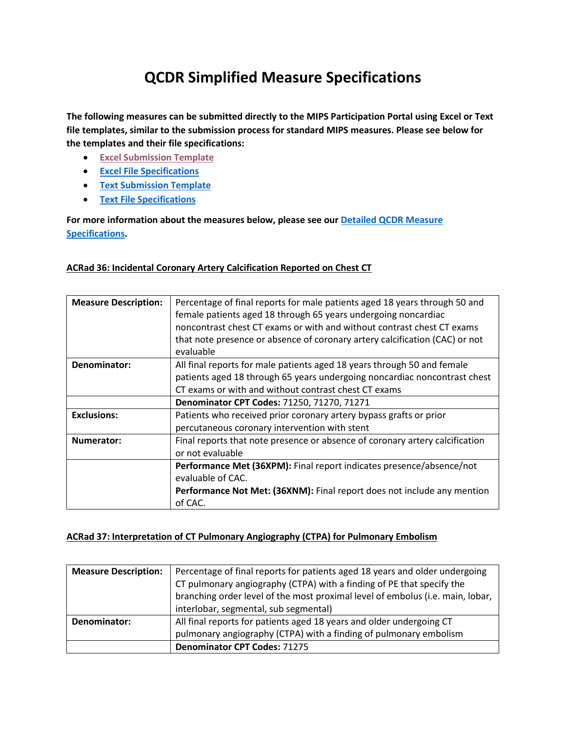# QCDR Simplified Measure Specifications

**The following measures can be submitted directly to the MIPS Participation Portal using Excel or Text file templates, similar to the submission process for standard MIPS measures. Please see below for the templates and their file specifications:**

- **Excel Submission Template**
- **Excel File Specifications**
- **Text Submission Template**
- **Text File Specifications**

**For more information about the measures below, please see our Detailed QCDR Measure Specifications.**

**ACRad 36: Incidental Coronary Artery Calcification Reported on Chest CT**

| | |
|---|---|
| **Measure Description:** | Percentage of final reports for male patients aged 18 years through 50 and female patients aged 18 through 65 years undergoing noncardiac noncontrast chest CT exams or with and without contrast chest CT exams that note presence or absence of coronary artery calcification (CAC) or not evaluable |
| **Denominator:** | All final reports for male patients aged 18 years through 50 and female patients aged 18 through 65 years undergoing noncardiac noncontrast chest CT exams or with and without contrast chest CT exams |
| | **Denominator CPT Codes:** 71250, 71270, 71271 |
| **Exclusions:** | Patients who received prior coronary artery bypass grafts or prior percutaneous coronary intervention with stent |
| **Numerator:** | Final reports that note presence or absence of coronary artery calcification or not evaluable |
| | **Performance Met (36XPM):** Final report indicates presence/absence/not evaluable of CAC.<br>**Performance Not Met: (36XNM):** Final report does not include any mention of CAC. |

**ACRad 37: Interpretation of CT Pulmonary Angiography (CTPA) for Pulmonary Embolism**

| | |
|---|---|
| **Measure Description:** | Percentage of final reports for patients aged 18 years and older undergoing CT pulmonary angiography (CTPA) with a finding of PE that specify the branching order level of the most proximal level of embolus (i.e. main, lobar, interlobar, segmental, sub segmental) |
| **Denominator:** | All final reports for patients aged 18 years and older undergoing CT pulmonary angiography (CTPA) with a finding of pulmonary embolism |
| | **Denominator CPT Codes:** 71275 |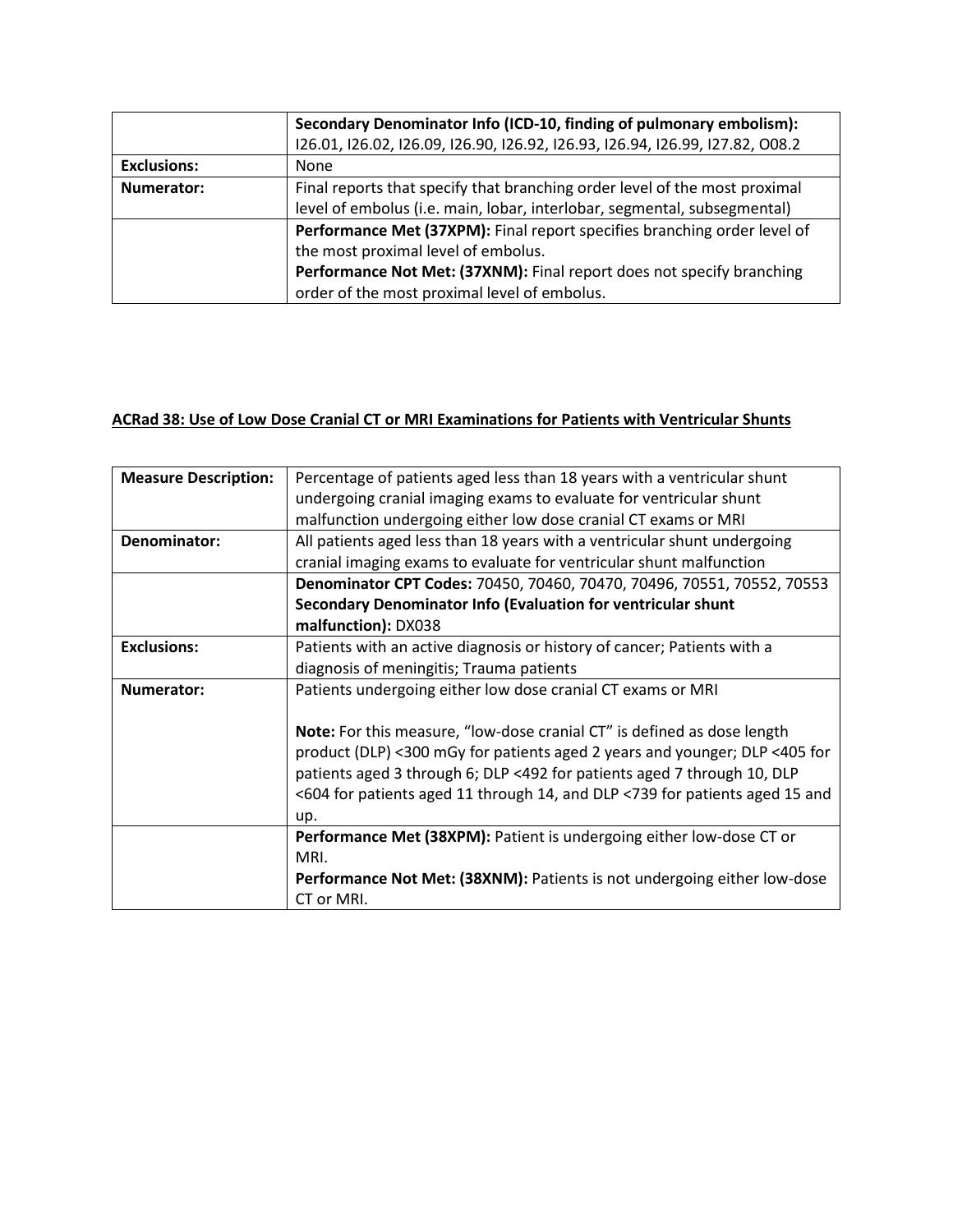| | |
|---|---|
| | **Secondary Denominator Info (ICD-10, finding of pulmonary embolism):** I26.01, I26.02, I26.09, I26.90, I26.92, I26.93, I26.94, I26.99, I27.82, O08.2 |
| **Exclusions:** | None |
| **Numerator:** | Final reports that specify that branching order level of the most proximal level of embolus (i.e. main, lobar, interlobar, segmental, subsegmental) |
| | **Performance Met (37XPM):** Final report specifies branching order level of the most proximal level of embolus.<br>**Performance Not Met: (37XNM):** Final report does not specify branching order of the most proximal level of embolus. |

## ACRad 38: Use of Low Dose Cranial CT or MRI Examinations for Patients with Ventricular Shunts

| | |
|---|---|
| **Measure Description:** | Percentage of patients aged less than 18 years with a ventricular shunt undergoing cranial imaging exams to evaluate for ventricular shunt malfunction undergoing either low dose cranial CT exams or MRI |
| **Denominator:** | All patients aged less than 18 years with a ventricular shunt undergoing cranial imaging exams to evaluate for ventricular shunt malfunction |
| | **Denominator CPT Codes:** 70450, 70460, 70470, 70496, 70551, 70552, 70553<br>**Secondary Denominator Info (Evaluation for ventricular shunt malfunction):** DX038 |
| **Exclusions:** | Patients with an active diagnosis or history of cancer; Patients with a diagnosis of meningitis; Trauma patients |
| **Numerator:** | Patients undergoing either low dose cranial CT exams or MRI<br><br>**Note:** For this measure, "low-dose cranial CT" is defined as dose length product (DLP) <300 mGy for patients aged 2 years and younger; DLP <405 for patients aged 3 through 6; DLP <492 for patients aged 7 through 10, DLP <604 for patients aged 11 through 14, and DLP <739 for patients aged 15 and up. |
| | **Performance Met (38XPM):** Patient is undergoing either low-dose CT or MRI.<br>**Performance Not Met: (38XNM):** Patients is not undergoing either low-dose CT or MRI. |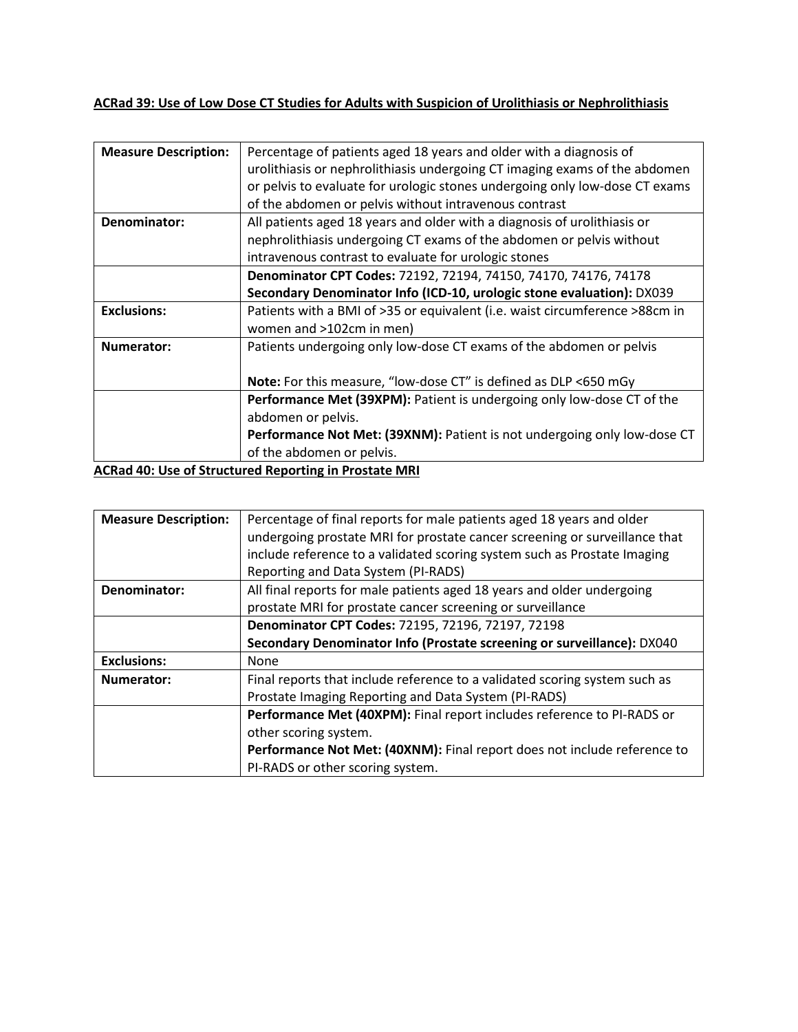**ACRad 39: Use of Low Dose CT Studies for Adults with Suspicion of Urolithiasis or Nephrolithiasis**

| | |
|---|---|
| **Measure Description:** | Percentage of patients aged 18 years and older with a diagnosis of urolithiasis or nephrolithiasis undergoing CT imaging exams of the abdomen or pelvis to evaluate for urologic stones undergoing only low-dose CT exams of the abdomen or pelvis without intravenous contrast |
| **Denominator:** | All patients aged 18 years and older with a diagnosis of urolithiasis or nephrolithiasis undergoing CT exams of the abdomen or pelvis without intravenous contrast to evaluate for urologic stones |
| | **Denominator CPT Codes:** 72192, 72194, 74150, 74170, 74176, 74178<br>**Secondary Denominator Info (ICD-10, urologic stone evaluation):** DX039 |
| **Exclusions:** | Patients with a BMI of >35 or equivalent (i.e. waist circumference >88cm in women and >102cm in men) |
| **Numerator:** | Patients undergoing only low-dose CT exams of the abdomen or pelvis<br><br>**Note:** For this measure, "low-dose CT" is defined as DLP <650 mGy |
| | **Performance Met (39XPM):** Patient is undergoing only low-dose CT of the abdomen or pelvis.<br>**Performance Not Met: (39XNM):** Patient is not undergoing only low-dose CT of the abdomen or pelvis. |

**ACRad 40: Use of Structured Reporting in Prostate MRI**

| | |
|---|---|
| **Measure Description:** | Percentage of final reports for male patients aged 18 years and older undergoing prostate MRI for prostate cancer screening or surveillance that include reference to a validated scoring system such as Prostate Imaging Reporting and Data System (PI-RADS) |
| **Denominator:** | All final reports for male patients aged 18 years and older undergoing prostate MRI for prostate cancer screening or surveillance |
| | **Denominator CPT Codes:** 72195, 72196, 72197, 72198<br>**Secondary Denominator Info (Prostate screening or surveillance):** DX040 |
| **Exclusions:** | None |
| **Numerator:** | Final reports that include reference to a validated scoring system such as Prostate Imaging Reporting and Data System (PI-RADS) |
| | **Performance Met (40XPM):** Final report includes reference to PI-RADS or other scoring system.<br>**Performance Not Met: (40XNM):** Final report does not include reference to PI-RADS or other scoring system. |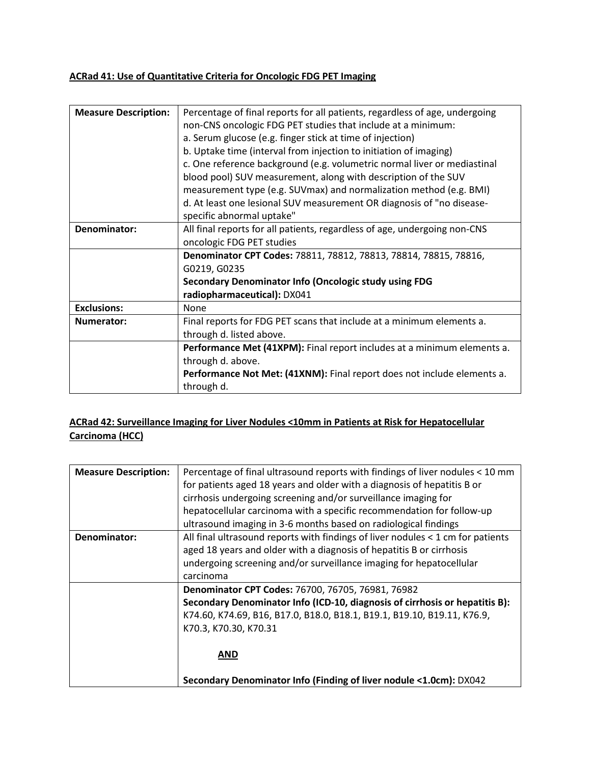**ACRad 41: Use of Quantitative Criteria for Oncologic FDG PET Imaging**

| **Measure Description:** | Percentage of final reports for all patients, regardless of age, undergoing non-CNS oncologic FDG PET studies that include at a minimum:<br>a. Serum glucose (e.g. finger stick at time of injection)<br>b. Uptake time (interval from injection to initiation of imaging)<br>c. One reference background (e.g. volumetric normal liver or mediastinal blood pool) SUV measurement, along with description of the SUV measurement type (e.g. SUVmax) and normalization method (e.g. BMI)<br>d. At least one lesional SUV measurement OR diagnosis of "no disease-specific abnormal uptake" |
|---|---|
| **Denominator:** | All final reports for all patients, regardless of age, undergoing non-CNS oncologic FDG PET studies |
| | **Denominator CPT Codes:** 78811, 78812, 78813, 78814, 78815, 78816, G0219, G0235<br>**Secondary Denominator Info (Oncologic study using FDG radiopharmaceutical):** DX041 |
| **Exclusions:** | None |
| **Numerator:** | Final reports for FDG PET scans that include at a minimum elements a. through d. listed above. |
| | **Performance Met (41XPM):** Final report includes at a minimum elements a. through d. above.<br>**Performance Not Met: (41XNM):** Final report does not include elements a. through d. |

**ACRad 42: Surveillance Imaging for Liver Nodules <10mm in Patients at Risk for Hepatocellular Carcinoma (HCC)**

| **Measure Description:** | Percentage of final ultrasound reports with findings of liver nodules < 10 mm for patients aged 18 years and older with a diagnosis of hepatitis B or cirrhosis undergoing screening and/or surveillance imaging for hepatocellular carcinoma with a specific recommendation for follow-up ultrasound imaging in 3-6 months based on radiological findings |
|---|---|
| **Denominator:** | All final ultrasound reports with findings of liver nodules < 1 cm for patients aged 18 years and older with a diagnosis of hepatitis B or cirrhosis undergoing screening and/or surveillance imaging for hepatocellular carcinoma |
| | **Denominator CPT Codes:** 76700, 76705, 76981, 76982<br>**Secondary Denominator Info (ICD-10, diagnosis of cirrhosis or hepatitis B):** K74.60, K74.69, B16, B17.0, B18.0, B18.1, B19.1, B19.10, B19.11, K76.9, K70.3, K70.30, K70.31<br><br>**AND**<br><br>**Secondary Denominator Info (Finding of liver nodule <1.0cm):** DX042 |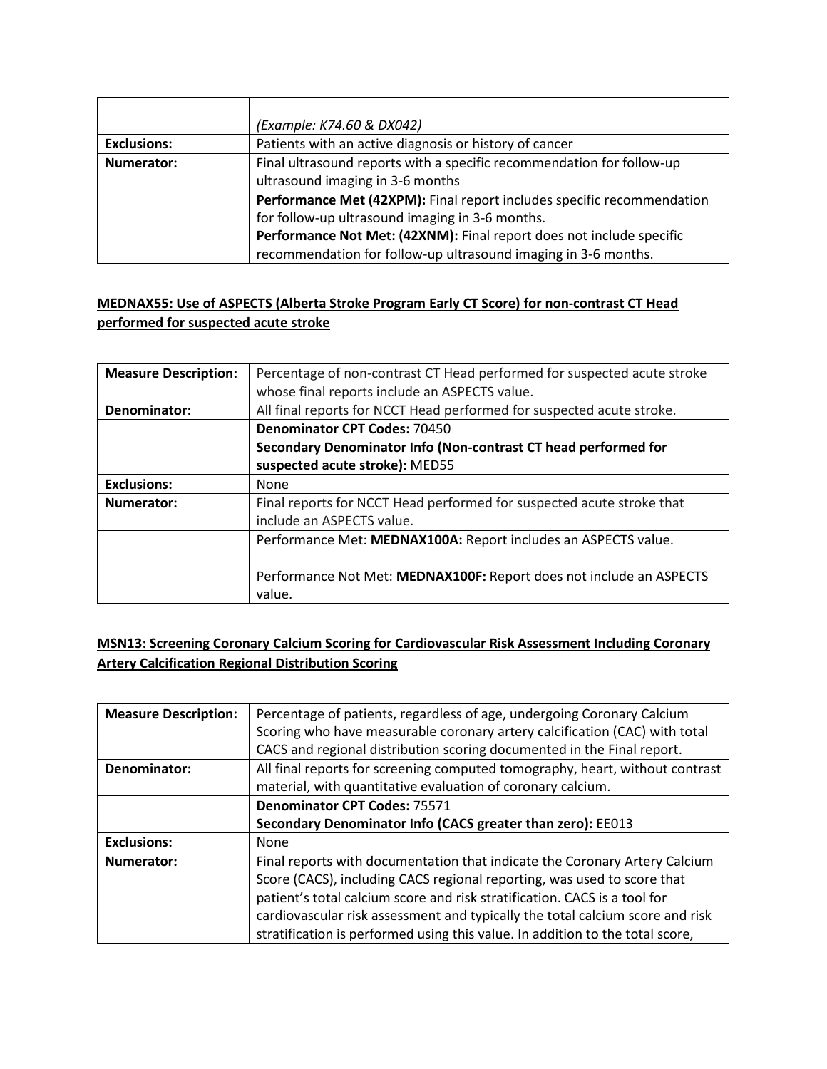| | |
|---|---|
| | *(Example: K74.60 & DX042)* |
| **Exclusions:** | Patients with an active diagnosis or history of cancer |
| **Numerator:** | Final ultrasound reports with a specific recommendation for follow-up ultrasound imaging in 3-6 months |
| | **Performance Met (42XPM):** Final report includes specific recommendation for follow-up ultrasound imaging in 3-6 months.<br>**Performance Not Met: (42XNM):** Final report does not include specific recommendation for follow-up ultrasound imaging in 3-6 months. |

## MEDNAX55: Use of ASPECTS (Alberta Stroke Program Early CT Score) for non-contrast CT Head performed for suspected acute stroke

| | |
|---|---|
| **Measure Description:** | Percentage of non-contrast CT Head performed for suspected acute stroke whose final reports include an ASPECTS value. |
| **Denominator:** | All final reports for NCCT Head performed for suspected acute stroke. |
| | **Denominator CPT Codes:** 70450<br>**Secondary Denominator Info (Non-contrast CT head performed for suspected acute stroke):** MED55 |
| **Exclusions:** | None |
| **Numerator:** | Final reports for NCCT Head performed for suspected acute stroke that include an ASPECTS value. |
| | Performance Met: **MEDNAX100A:** Report includes an ASPECTS value.<br><br>Performance Not Met: **MEDNAX100F:** Report does not include an ASPECTS value. |

## MSN13: Screening Coronary Calcium Scoring for Cardiovascular Risk Assessment Including Coronary Artery Calcification Regional Distribution Scoring

| | |
|---|---|
| **Measure Description:** | Percentage of patients, regardless of age, undergoing Coronary Calcium Scoring who have measurable coronary artery calcification (CAC) with total CACS and regional distribution scoring documented in the Final report. |
| **Denominator:** | All final reports for screening computed tomography, heart, without contrast material, with quantitative evaluation of coronary calcium. |
| | **Denominator CPT Codes:** 75571<br>**Secondary Denominator Info (CACS greater than zero):** EE013 |
| **Exclusions:** | None |
| **Numerator:** | Final reports with documentation that indicate the Coronary Artery Calcium Score (CACS), including CACS regional reporting, was used to score that patient's total calcium score and risk stratification. CACS is a tool for cardiovascular risk assessment and typically the total calcium score and risk stratification is performed using this value. In addition to the total score, |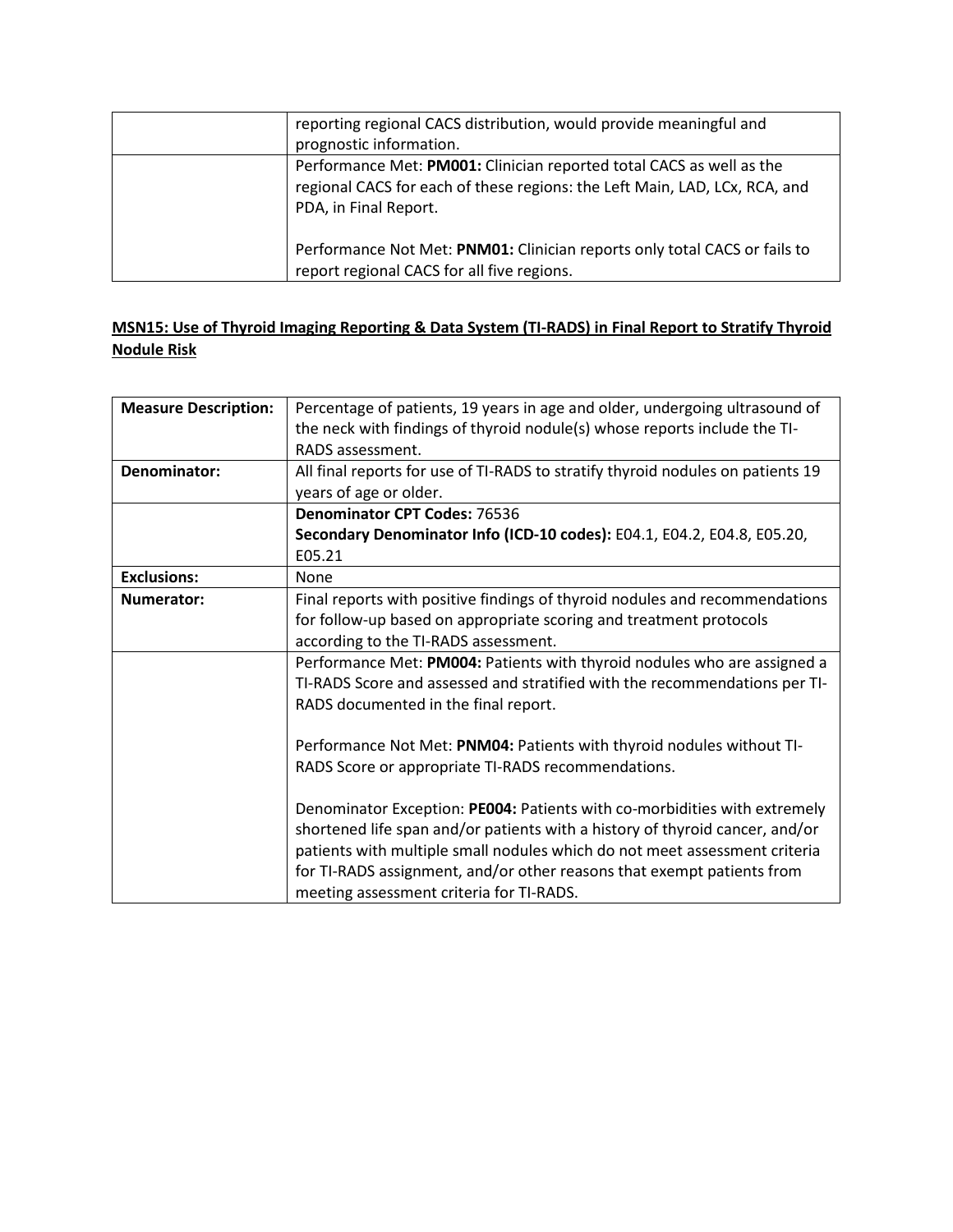| | |
|---|---|
| | reporting regional CACS distribution, would provide meaningful and prognostic information. |
| | Performance Met: **PM001:** Clinician reported total CACS as well as the regional CACS for each of these regions: the Left Main, LAD, LCx, RCA, and PDA, in Final Report.<br><br>Performance Not Met: **PNM01:** Clinician reports only total CACS or fails to report regional CACS for all five regions. |

**MSN15: Use of Thyroid Imaging Reporting & Data System (TI-RADS) in Final Report to Stratify Thyroid Nodule Risk**

| | |
|---|---|
| **Measure Description:** | Percentage of patients, 19 years in age and older, undergoing ultrasound of the neck with findings of thyroid nodule(s) whose reports include the TI-RADS assessment. |
| **Denominator:** | All final reports for use of TI-RADS to stratify thyroid nodules on patients 19 years of age or older. |
| | **Denominator CPT Codes:** 76536<br>**Secondary Denominator Info (ICD-10 codes):** E04.1, E04.2, E04.8, E05.20, E05.21 |
| **Exclusions:** | None |
| **Numerator:** | Final reports with positive findings of thyroid nodules and recommendations for follow-up based on appropriate scoring and treatment protocols according to the TI-RADS assessment. |
| | Performance Met: **PM004:** Patients with thyroid nodules who are assigned a TI-RADS Score and assessed and stratified with the recommendations per TI-RADS documented in the final report.<br><br>Performance Not Met: **PNM04:** Patients with thyroid nodules without TI-RADS Score or appropriate TI-RADS recommendations.<br><br>Denominator Exception: **PE004:** Patients with co-morbidities with extremely shortened life span and/or patients with a history of thyroid cancer, and/or patients with multiple small nodules which do not meet assessment criteria for TI-RADS assignment, and/or other reasons that exempt patients from meeting assessment criteria for TI-RADS. |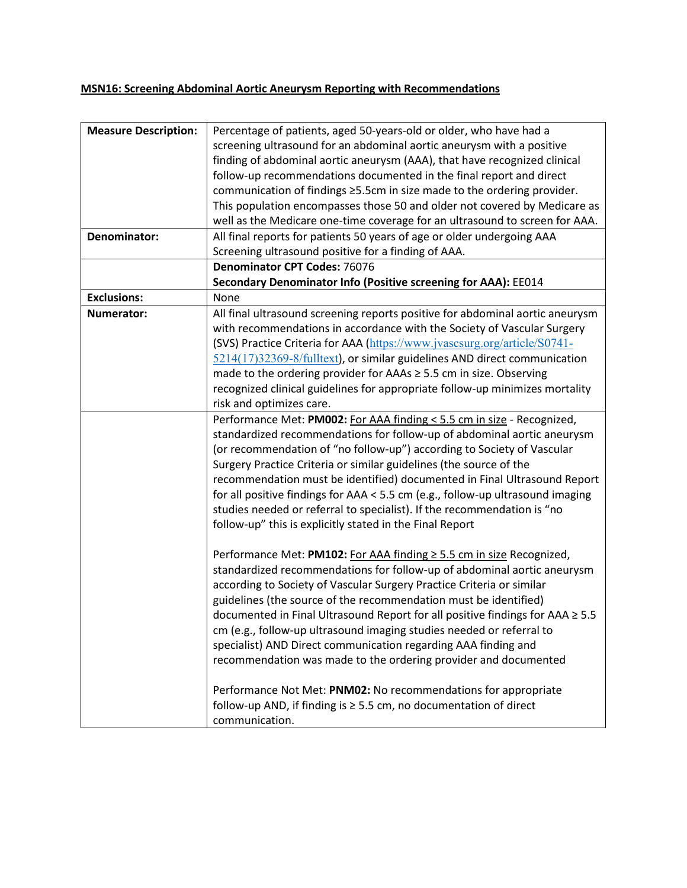**<u>MSN16: Screening Abdominal Aortic Aneurysm Reporting with Recommendations</u>**

| | |
|---|---|
| **Measure Description:** | Percentage of patients, aged 50-years-old or older, who have had a screening ultrasound for an abdominal aortic aneurysm with a positive finding of abdominal aortic aneurysm (AAA), that have recognized clinical follow-up recommendations documented in the final report and direct communication of findings ≥5.5cm in size made to the ordering provider. This population encompasses those 50 and older not covered by Medicare as well as the Medicare one-time coverage for an ultrasound to screen for AAA. |
| **Denominator:** | All final reports for patients 50 years of age or older undergoing AAA Screening ultrasound positive for a finding of AAA. |
| | **Denominator CPT Codes:** 76076<br>**Secondary Denominator Info (Positive screening for AAA):** EE014 |
| **Exclusions:** | None |
| **Numerator:** | All final ultrasound screening reports positive for abdominal aortic aneurysm with recommendations in accordance with the Society of Vascular Surgery (SVS) Practice Criteria for AAA ([https://www.jvascsurg.org/article/S0741-5214(17)32369-8/fulltext](https://www.jvascsurg.org/article/S0741-5214(17)32369-8/fulltext)), or similar guidelines AND direct communication made to the ordering provider for AAAs ≥ 5.5 cm in size. Observing recognized clinical guidelines for appropriate follow-up minimizes mortality risk and optimizes care. |
| | Performance Met: **PM002:** <u>For AAA finding < 5.5 cm in size</u> - Recognized, standardized recommendations for follow-up of abdominal aortic aneurysm (or recommendation of "no follow-up") according to Society of Vascular Surgery Practice Criteria or similar guidelines (the source of the recommendation must be identified) documented in Final Ultrasound Report for all positive findings for AAA < 5.5 cm (e.g., follow-up ultrasound imaging studies needed or referral to specialist). If the recommendation is "no follow-up" this is explicitly stated in the Final Report<br><br>Performance Met: **PM102:** <u>For AAA finding ≥ 5.5 cm in size</u> Recognized, standardized recommendations for follow-up of abdominal aortic aneurysm according to Society of Vascular Surgery Practice Criteria or similar guidelines (the source of the recommendation must be identified) documented in Final Ultrasound Report for all positive findings for AAA ≥ 5.5 cm (e.g., follow-up ultrasound imaging studies needed or referral to specialist) AND Direct communication regarding AAA finding and recommendation was made to the ordering provider and documented<br><br>Performance Not Met: **PNM02:** No recommendations for appropriate follow-up AND, if finding is ≥ 5.5 cm, no documentation of direct communication. |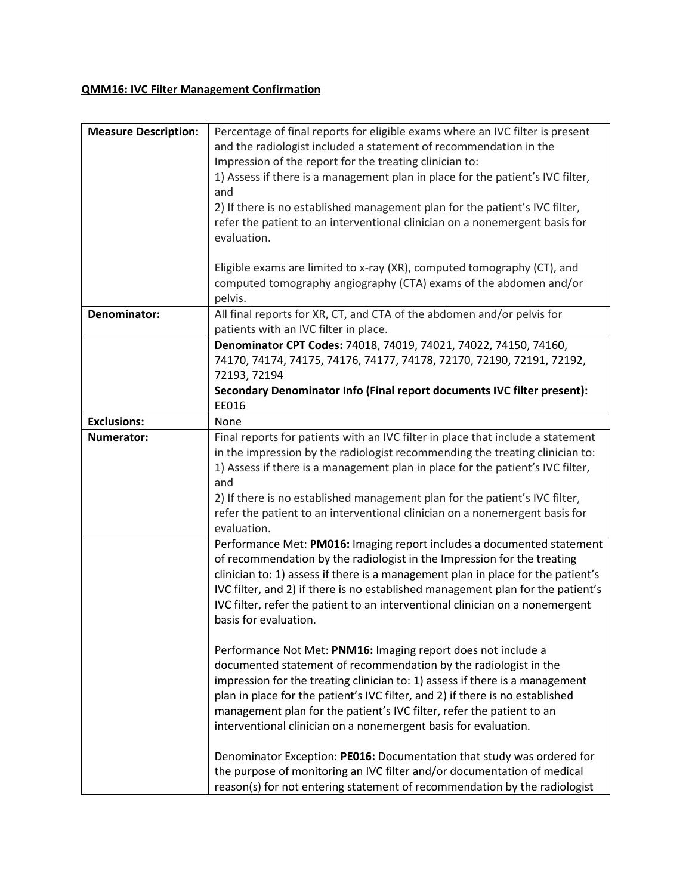**QMM16: IVC Filter Management Confirmation**

| | |
|---|---|
| **Measure Description:** | Percentage of final reports for eligible exams where an IVC filter is present and the radiologist included a statement of recommendation in the Impression of the report for the treating clinician to:<br>1) Assess if there is a management plan in place for the patient's IVC filter, and<br>2) If there is no established management plan for the patient's IVC filter, refer the patient to an interventional clinician on a nonemergent basis for evaluation.<br><br>Eligible exams are limited to x-ray (XR), computed tomography (CT), and computed tomography angiography (CTA) exams of the abdomen and/or pelvis. |
| **Denominator:** | All final reports for XR, CT, and CTA of the abdomen and/or pelvis for patients with an IVC filter in place. |
| | **Denominator CPT Codes:** 74018, 74019, 74021, 74022, 74150, 74160, 74170, 74174, 74175, 74176, 74177, 74178, 72170, 72190, 72191, 72192, 72193, 72194<br>**Secondary Denominator Info (Final report documents IVC filter present):** EE016 |
| **Exclusions:** | None |
| **Numerator:** | Final reports for patients with an IVC filter in place that include a statement in the impression by the radiologist recommending the treating clinician to:<br>1) Assess if there is a management plan in place for the patient's IVC filter, and<br>2) If there is no established management plan for the patient's IVC filter, refer the patient to an interventional clinician on a nonemergent basis for evaluation. |
| | Performance Met: **PM016:** Imaging report includes a documented statement of recommendation by the radiologist in the Impression for the treating clinician to: 1) assess if there is a management plan in place for the patient's IVC filter, and 2) if there is no established management plan for the patient's IVC filter, refer the patient to an interventional clinician on a nonemergent basis for evaluation.<br><br>Performance Not Met: **PNM16:** Imaging report does not include a documented statement of recommendation by the radiologist in the impression for the treating clinician to: 1) assess if there is a management plan in place for the patient's IVC filter, and 2) if there is no established management plan for the patient's IVC filter, refer the patient to an interventional clinician on a nonemergent basis for evaluation.<br><br>Denominator Exception: **PE016:** Documentation that study was ordered for the purpose of monitoring an IVC filter and/or documentation of medical reason(s) for not entering statement of recommendation by the radiologist |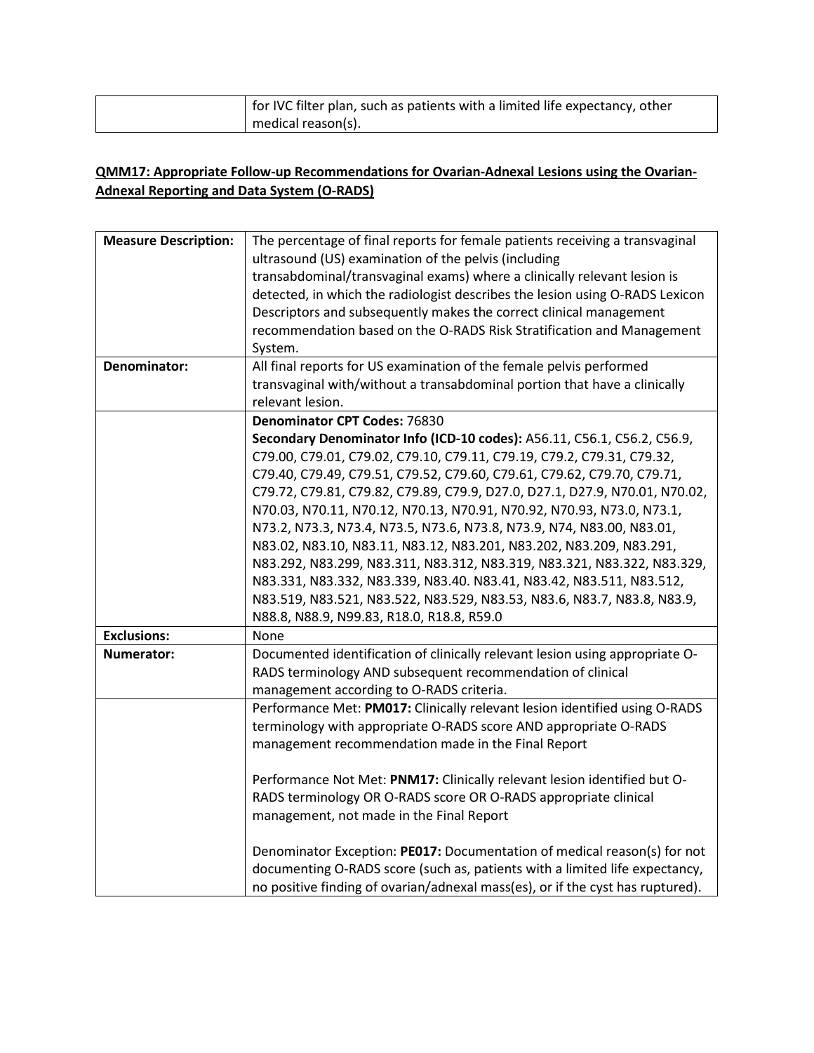| | for IVC filter plan, such as patients with a limited life expectancy, other medical reason(s). |
|---|---|

**QMM17: Appropriate Follow-up Recommendations for Ovarian-Adnexal Lesions using the Ovarian-Adnexal Reporting and Data System (O-RADS)**

| **Measure Description:** | The percentage of final reports for female patients receiving a transvaginal ultrasound (US) examination of the pelvis (including transabdominal/transvaginal exams) where a clinically relevant lesion is detected, in which the radiologist describes the lesion using O-RADS Lexicon Descriptors and subsequently makes the correct clinical management recommendation based on the O-RADS Risk Stratification and Management System. |
|---|---|
| **Denominator:** | All final reports for US examination of the female pelvis performed transvaginal with/without a transabdominal portion that have a clinically relevant lesion. |
| | **Denominator CPT Codes:** 76830<br>**Secondary Denominator Info (ICD-10 codes):** A56.11, C56.1, C56.2, C56.9, C79.00, C79.01, C79.02, C79.10, C79.11, C79.19, C79.2, C79.31, C79.32, C79.40, C79.49, C79.51, C79.52, C79.60, C79.61, C79.62, C79.70, C79.71, C79.72, C79.81, C79.82, C79.89, C79.9, D27.0, D27.1, D27.9, N70.01, N70.02, N70.03, N70.11, N70.12, N70.13, N70.91, N70.92, N70.93, N73.0, N73.1, N73.2, N73.3, N73.4, N73.5, N73.6, N73.8, N73.9, N74, N83.00, N83.01, N83.02, N83.10, N83.11, N83.12, N83.201, N83.202, N83.209, N83.291, N83.292, N83.299, N83.311, N83.312, N83.319, N83.321, N83.322, N83.329, N83.331, N83.332, N83.339, N83.40. N83.41, N83.42, N83.511, N83.512, N83.519, N83.521, N83.522, N83.529, N83.53, N83.6, N83.7, N83.8, N83.9, N88.8, N88.9, N99.83, R18.0, R18.8, R59.0 |
| **Exclusions:** | None |
| **Numerator:** | Documented identification of clinically relevant lesion using appropriate O-RADS terminology AND subsequent recommendation of clinical management according to O-RADS criteria. |
| | Performance Met: **PM017:** Clinically relevant lesion identified using O-RADS terminology with appropriate O-RADS score AND appropriate O-RADS management recommendation made in the Final Report<br><br>Performance Not Met: **PNM17:** Clinically relevant lesion identified but O-RADS terminology OR O-RADS score OR O-RADS appropriate clinical management, not made in the Final Report<br><br>Denominator Exception: **PE017:** Documentation of medical reason(s) for not documenting O-RADS score (such as, patients with a limited life expectancy, no positive finding of ovarian/adnexal mass(es), or if the cyst has ruptured). |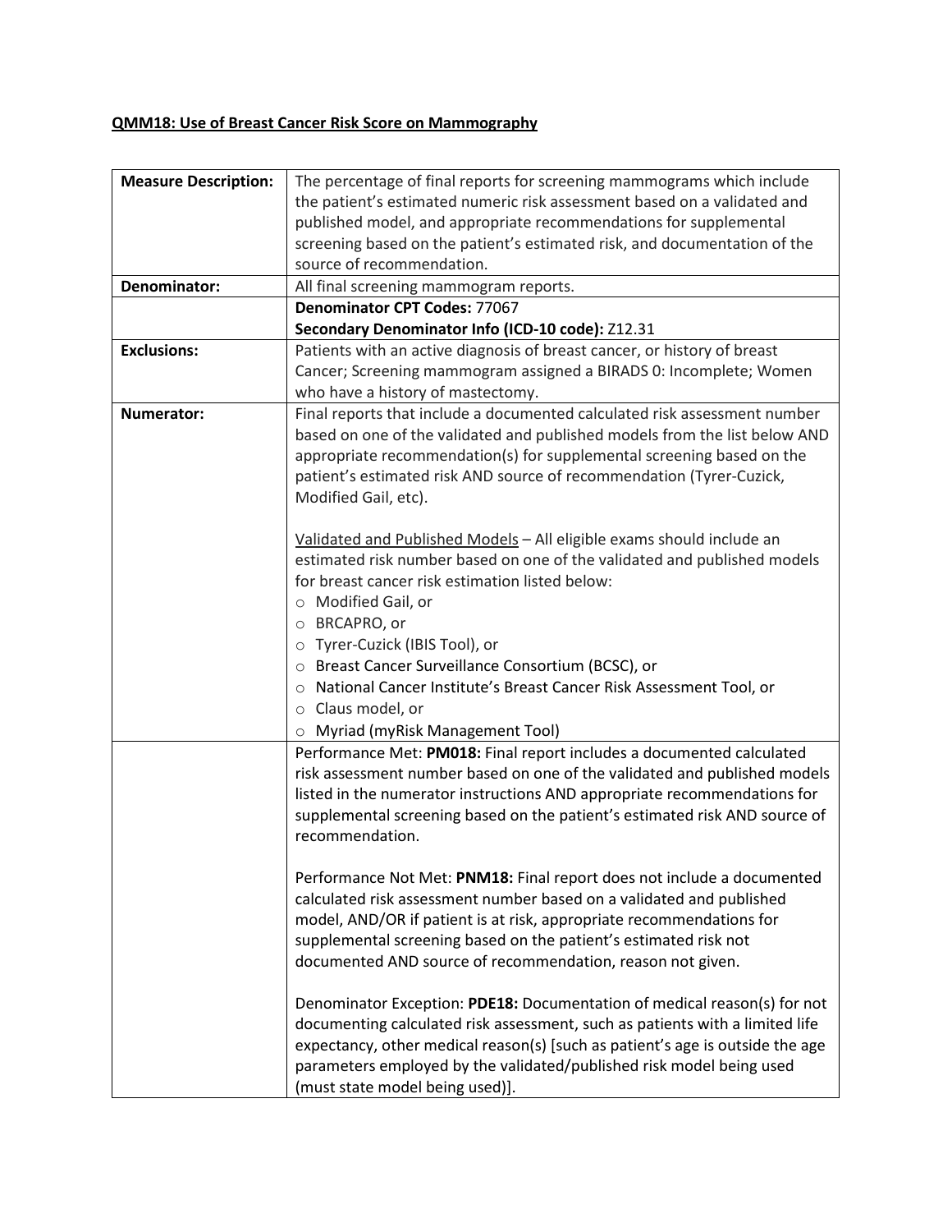## QMM18: Use of Breast Cancer Risk Score on Mammography

| Measure Description: | The percentage of final reports for screening mammograms which include the patient's estimated numeric risk assessment based on a validated and published model, and appropriate recommendations for supplemental screening based on the patient's estimated risk, and documentation of the source of recommendation. |
|---|---|
| Denominator: | All final screening mammogram reports. |
| | **Denominator CPT Codes:** 77067<br>**Secondary Denominator Info (ICD-10 code):** Z12.31 |
| Exclusions: | Patients with an active diagnosis of breast cancer, or history of breast Cancer; Screening mammogram assigned a BIRADS 0: Incomplete; Women who have a history of mastectomy. |
| Numerator: | Final reports that include a documented calculated risk assessment number based on one of the validated and published models from the list below AND appropriate recommendation(s) for supplemental screening based on the patient's estimated risk AND source of recommendation (Tyrer-Cuzick, Modified Gail, etc).<br><br>Validated and Published Models – All eligible exams should include an estimated risk number based on one of the validated and published models for breast cancer risk estimation listed below:<br>○ Modified Gail, or<br>○ BRCAPRO, or<br>○ Tyrer-Cuzick (IBIS Tool), or<br>○ Breast Cancer Surveillance Consortium (BCSC), or<br>○ National Cancer Institute's Breast Cancer Risk Assessment Tool, or<br>○ Claus model, or<br>○ Myriad (myRisk Management Tool) |
| | Performance Met: **PM018:** Final report includes a documented calculated risk assessment number based on one of the validated and published models listed in the numerator instructions AND appropriate recommendations for supplemental screening based on the patient's estimated risk AND source of recommendation.<br><br>Performance Not Met: **PNM18:** Final report does not include a documented calculated risk assessment number based on a validated and published model, AND/OR if patient is at risk, appropriate recommendations for supplemental screening based on the patient's estimated risk not documented AND source of recommendation, reason not given.<br><br>Denominator Exception: **PDE18:** Documentation of medical reason(s) for not documenting calculated risk assessment, such as patients with a limited life expectancy, other medical reason(s) [such as patient's age is outside the age parameters employed by the validated/published risk model being used (must state model being used)]. |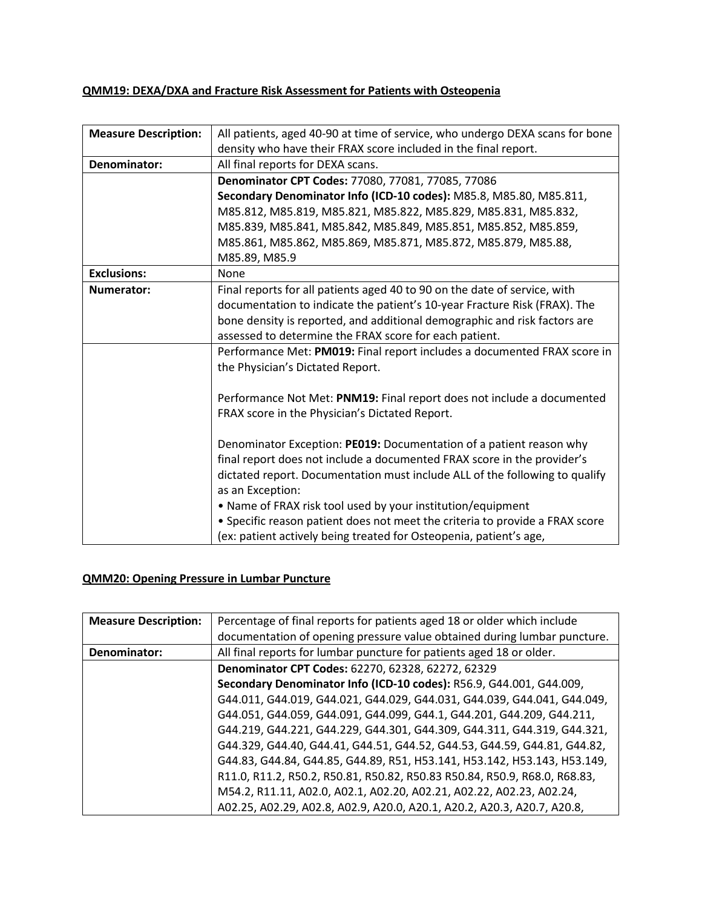**QMM19: DEXA/DXA and Fracture Risk Assessment for Patients with Osteopenia**

| Measure Description: | All patients, aged 40-90 at time of service, who undergo DEXA scans for bone density who have their FRAX score included in the final report. |
|---|---|
| **Denominator:** | All final reports for DEXA scans. |
| | **Denominator CPT Codes:** 77080, 77081, 77085, 77086<br>**Secondary Denominator Info (ICD-10 codes):** M85.8, M85.80, M85.811, M85.812, M85.819, M85.821, M85.822, M85.829, M85.831, M85.832, M85.839, M85.841, M85.842, M85.849, M85.851, M85.852, M85.859, M85.861, M85.862, M85.869, M85.871, M85.872, M85.879, M85.88, M85.89, M85.9 |
| **Exclusions:** | None |
| **Numerator:** | Final reports for all patients aged 40 to 90 on the date of service, with documentation to indicate the patient's 10-year Fracture Risk (FRAX). The bone density is reported, and additional demographic and risk factors are assessed to determine the FRAX score for each patient. |
| | Performance Met: **PM019:** Final report includes a documented FRAX score in the Physician's Dictated Report.<br><br>Performance Not Met: **PNM19:** Final report does not include a documented FRAX score in the Physician's Dictated Report.<br><br>Denominator Exception: **PE019:** Documentation of a patient reason why final report does not include a documented FRAX score in the provider's dictated report. Documentation must include ALL of the following to qualify as an Exception:<br>• Name of FRAX risk tool used by your institution/equipment<br>• Specific reason patient does not meet the criteria to provide a FRAX score (ex: patient actively being treated for Osteopenia, patient's age, |

**QMM20: Opening Pressure in Lumbar Puncture**

| Measure Description: | Percentage of final reports for patients aged 18 or older which include documentation of opening pressure value obtained during lumbar puncture. |
|---|---|
| **Denominator:** | All final reports for lumbar puncture for patients aged 18 or older. |
| | **Denominator CPT Codes:** 62270, 62328, 62272, 62329<br>**Secondary Denominator Info (ICD-10 codes):** R56.9, G44.001, G44.009, G44.011, G44.019, G44.021, G44.029, G44.031, G44.039, G44.041, G44.049, G44.051, G44.059, G44.091, G44.099, G44.1, G44.201, G44.209, G44.211, G44.219, G44.221, G44.229, G44.301, G44.309, G44.311, G44.319, G44.321, G44.329, G44.40, G44.41, G44.51, G44.52, G44.53, G44.59, G44.81, G44.82, G44.83, G44.84, G44.85, G44.89, R51, H53.141, H53.142, H53.143, H53.149, R11.0, R11.2, R50.2, R50.81, R50.82, R50.83 R50.84, R50.9, R68.0, R68.83, M54.2, R11.11, A02.0, A02.1, A02.20, A02.21, A02.22, A02.23, A02.24, A02.25, A02.29, A02.8, A02.9, A20.0, A20.1, A20.2, A20.3, A20.7, A20.8, |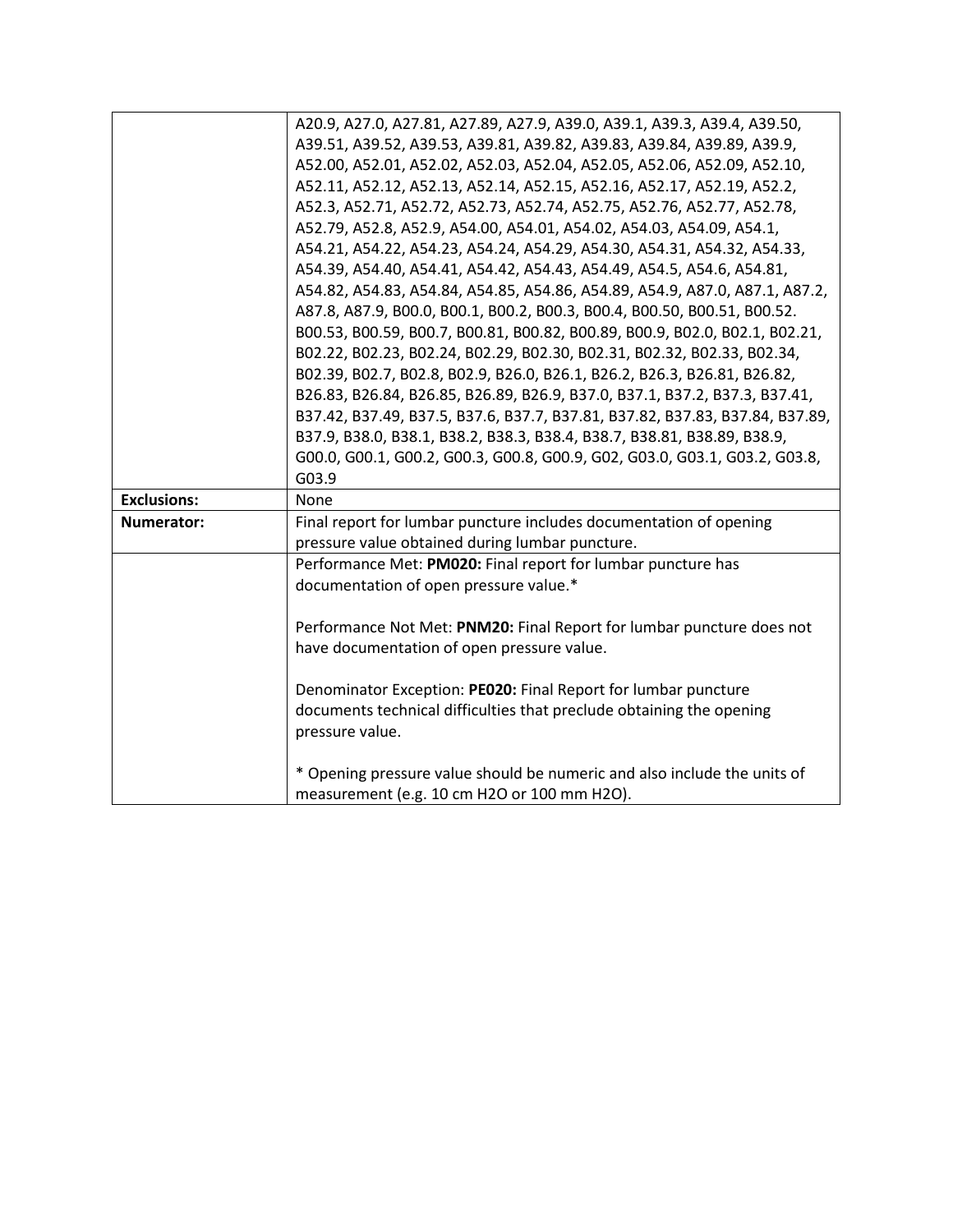| | |
|---|---|
| | A20.9, A27.0, A27.81, A27.89, A27.9, A39.0, A39.1, A39.3, A39.4, A39.50, A39.51, A39.52, A39.53, A39.81, A39.82, A39.83, A39.84, A39.89, A39.9, A52.00, A52.01, A52.02, A52.03, A52.04, A52.05, A52.06, A52.09, A52.10, A52.11, A52.12, A52.13, A52.14, A52.15, A52.16, A52.17, A52.19, A52.2, A52.3, A52.71, A52.72, A52.73, A52.74, A52.75, A52.76, A52.77, A52.78, A52.79, A52.8, A52.9, A54.00, A54.01, A54.02, A54.03, A54.09, A54.1, A54.21, A54.22, A54.23, A54.24, A54.29, A54.30, A54.31, A54.32, A54.33, A54.39, A54.40, A54.41, A54.42, A54.43, A54.49, A54.5, A54.6, A54.81, A54.82, A54.83, A54.84, A54.85, A54.86, A54.89, A54.9, A87.0, A87.1, A87.2, A87.8, A87.9, B00.0, B00.1, B00.2, B00.3, B00.4, B00.50, B00.51, B00.52. B00.53, B00.59, B00.7, B00.81, B00.82, B00.89, B00.9, B02.0, B02.1, B02.21, B02.22, B02.23, B02.24, B02.29, B02.30, B02.31, B02.32, B02.33, B02.34, B02.39, B02.7, B02.8, B02.9, B26.0, B26.1, B26.2, B26.3, B26.81, B26.82, B26.83, B26.84, B26.85, B26.89, B26.9, B37.0, B37.1, B37.2, B37.3, B37.41, B37.42, B37.49, B37.5, B37.6, B37.7, B37.81, B37.82, B37.83, B37.84, B37.89, B37.9, B38.0, B38.1, B38.2, B38.3, B38.4, B38.7, B38.81, B38.89, B38.9, G00.0, G00.1, G00.2, G00.3, G00.8, G00.9, G02, G03.0, G03.1, G03.2, G03.8, G03.9 |
| **Exclusions:** | None |
| **Numerator:** | Final report for lumbar puncture includes documentation of opening pressure value obtained during lumbar puncture. |
| | Performance Met: **PM020:** Final report for lumbar puncture has documentation of open pressure value.*<br><br>Performance Not Met: **PNM20:** Final Report for lumbar puncture does not have documentation of open pressure value.<br><br>Denominator Exception: **PE020:** Final Report for lumbar puncture documents technical difficulties that preclude obtaining the opening pressure value.<br><br>* Opening pressure value should be numeric and also include the units of measurement (e.g. 10 cm $H_2O$ or 100 mm $H_2O$). |